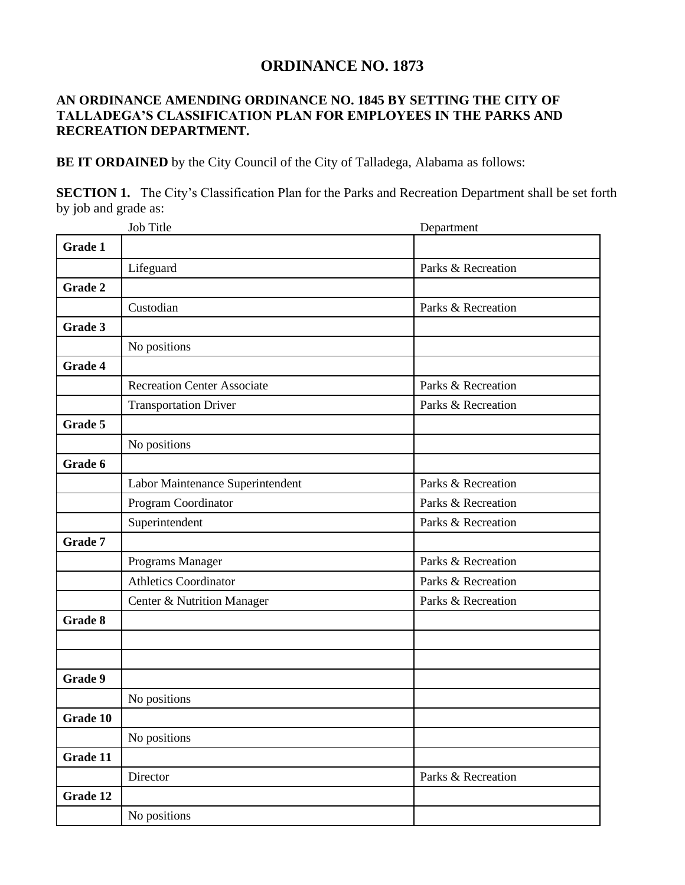# ORDINANCE NO. 1873

**AN ORDINANCE AMENDING ORDINANCE NO. 1845 BY SETTING THE CITY OF TALLADEGA'S CLASSIFICATION PLAN FOR EMPLOYEES IN THE PARKS AND RECREATION DEPARTMENT.**

**BE IT ORDAINED** by the City Council of the City of Talladega, Alabama as follows:

**SECTION 1.** The City's Classification Plan for the Parks and Recreation Department shall be set forth by job and grade as:

| | Job Title | Department |
|---|---|---|
| **Grade 1** | | |
| | Lifeguard | Parks & Recreation |
| **Grade 2** | | |
| | Custodian | Parks & Recreation |
| **Grade 3** | | |
| | No positions | |
| **Grade 4** | | |
| | Recreation Center Associate | Parks & Recreation |
| | Transportation Driver | Parks & Recreation |
| **Grade 5** | | |
| | No positions | |
| **Grade 6** | | |
| | Labor Maintenance Superintendent | Parks & Recreation |
| | Program Coordinator | Parks & Recreation |
| | Superintendent | Parks & Recreation |
| **Grade 7** | | |
| | Programs Manager | Parks & Recreation |
| | Athletics Coordinator | Parks & Recreation |
| | Center & Nutrition Manager | Parks & Recreation |
| **Grade 8** | | |
| | | |
| | | |
| **Grade 9** | | |
| | No positions | |
| **Grade 10** | | |
| | No positions | |
| **Grade 11** | | |
| | Director | Parks & Recreation |
| **Grade 12** | | |
| | No positions | |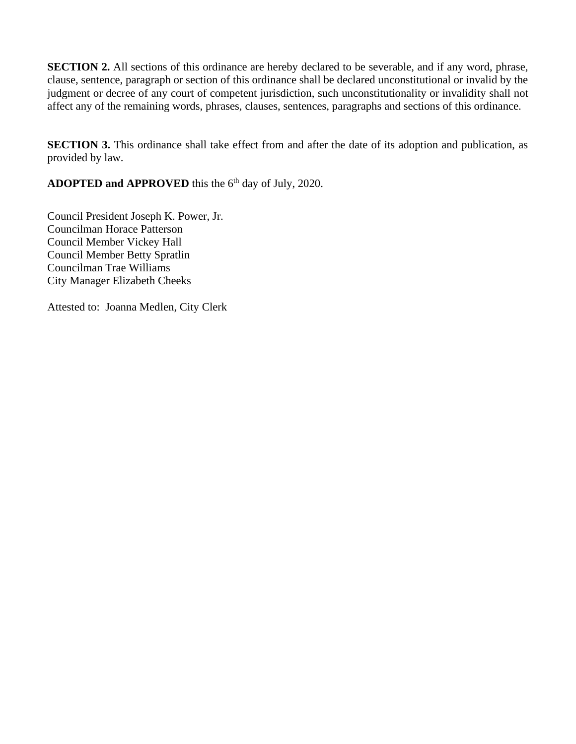**SECTION 2.** All sections of this ordinance are hereby declared to be severable, and if any word, phrase, clause, sentence, paragraph or section of this ordinance shall be declared unconstitutional or invalid by the judgment or decree of any court of competent jurisdiction, such unconstitutionality or invalidity shall not affect any of the remaining words, phrases, clauses, sentences, paragraphs and sections of this ordinance.

**SECTION 3.** This ordinance shall take effect from and after the date of its adoption and publication, as provided by law.

**ADOPTED and APPROVED** this the 6th day of July, 2020.

Council President Joseph K. Power, Jr.
Councilman Horace Patterson
Council Member Vickey Hall
Council Member Betty Spratlin
Councilman Trae Williams
City Manager Elizabeth Cheeks

Attested to: Joanna Medlen, City Clerk